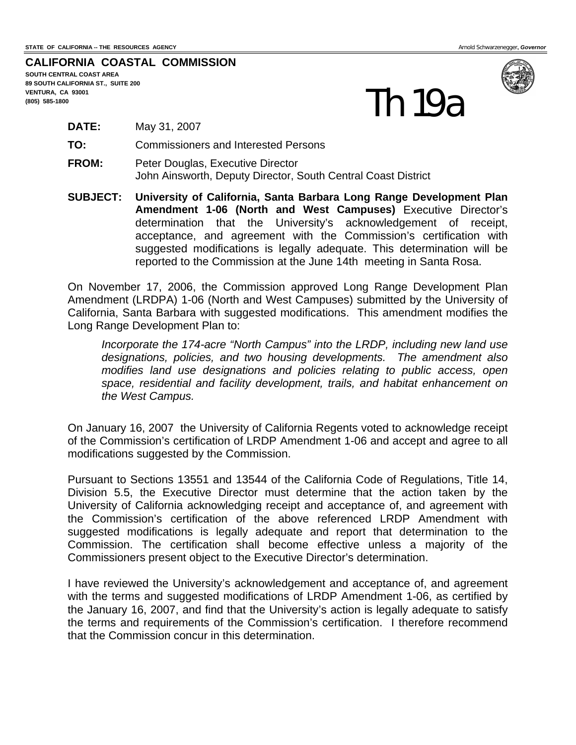STATE OF CALIFORNIA -- THE RESOURCES AGENCY

Arnold Schwarzenegger, *Governor*

**CALIFORNIA COASTAL COMMISSION**

**SOUTH CENTRAL COAST AREA**
**89 SOUTH CALIFORNIA ST., SUITE 200**
**VENTURA, CA 93001**
**(805) 585-1800**

# Th 19a

**DATE:** May 31, 2007

**TO:** Commissioners and Interested Persons

**FROM:** Peter Douglas, Executive Director
John Ainsworth, Deputy Director, South Central Coast District

**SUBJECT:** **University of California, Santa Barbara Long Range Development Plan Amendment 1-06 (North and West Campuses)** Executive Director's determination that the University's acknowledgement of receipt, acceptance, and agreement with the Commission's certification with suggested modifications is legally adequate. This determination will be reported to the Commission at the June 14th meeting in Santa Rosa.

On November 17, 2006, the Commission approved Long Range Development Plan Amendment (LRDPA) 1-06 (North and West Campuses) submitted by the University of California, Santa Barbara with suggested modifications. This amendment modifies the Long Range Development Plan to:

> *Incorporate the 174-acre "North Campus" into the LRDP, including new land use designations, policies, and two housing developments. The amendment also modifies land use designations and policies relating to public access, open space, residential and facility development, trails, and habitat enhancement on the West Campus.*

On January 16, 2007 the University of California Regents voted to acknowledge receipt of the Commission's certification of LRDP Amendment 1-06 and accept and agree to all modifications suggested by the Commission.

Pursuant to Sections 13551 and 13544 of the California Code of Regulations, Title 14, Division 5.5, the Executive Director must determine that the action taken by the University of California acknowledging receipt and acceptance of, and agreement with the Commission's certification of the above referenced LRDP Amendment with suggested modifications is legally adequate and report that determination to the Commission. The certification shall become effective unless a majority of the Commissioners present object to the Executive Director's determination.

I have reviewed the University's acknowledgement and acceptance of, and agreement with the terms and suggested modifications of LRDP Amendment 1-06, as certified by the January 16, 2007, and find that the University's action is legally adequate to satisfy the terms and requirements of the Commission's certification. I therefore recommend that the Commission concur in this determination.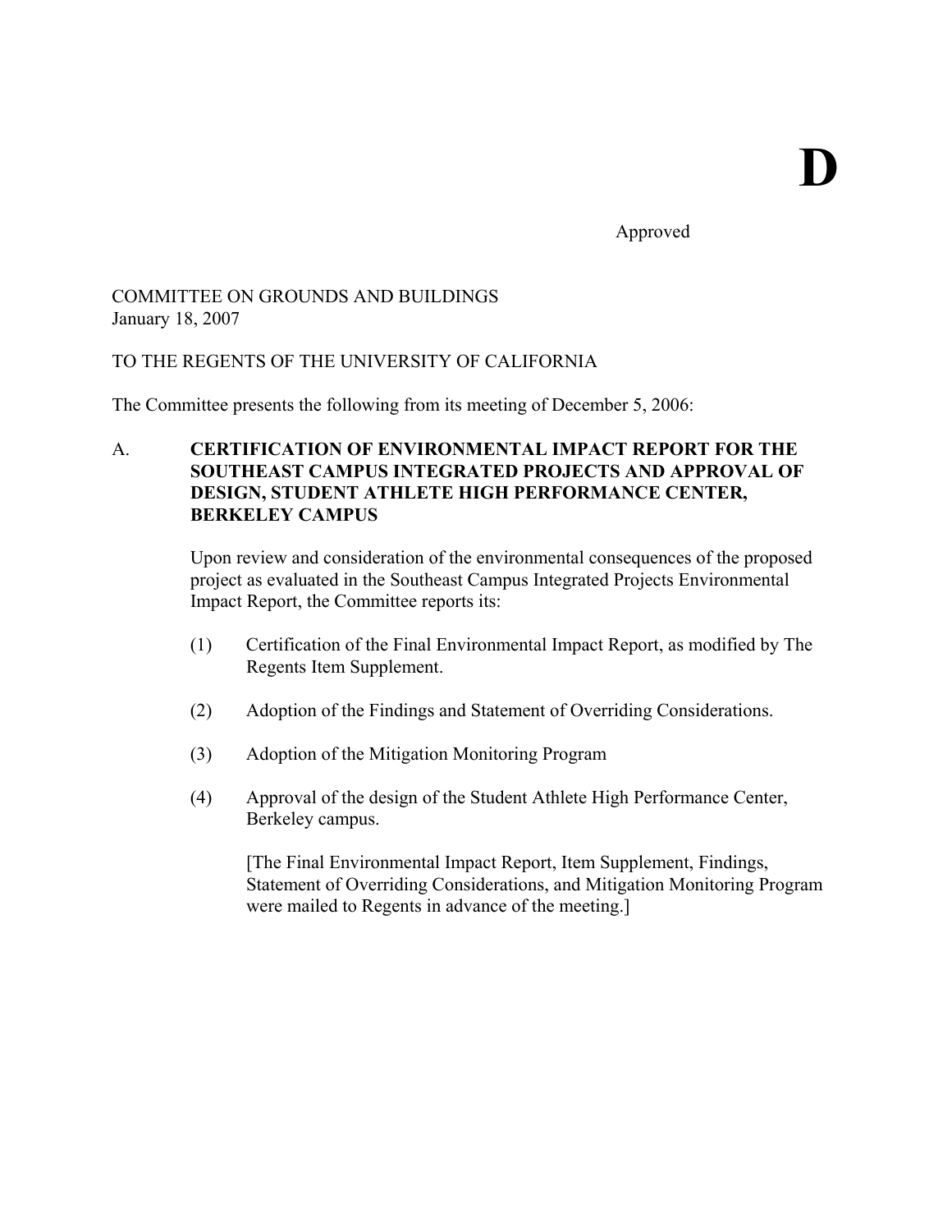# D

Approved

COMMITTEE ON GROUNDS AND BUILDINGS
January 18, 2007

TO THE REGENTS OF THE UNIVERSITY OF CALIFORNIA

The Committee presents the following from its meeting of December 5, 2006:

A. **CERTIFICATION OF ENVIRONMENTAL IMPACT REPORT FOR THE SOUTHEAST CAMPUS INTEGRATED PROJECTS AND APPROVAL OF DESIGN, STUDENT ATHLETE HIGH PERFORMANCE CENTER, BERKELEY CAMPUS**

Upon review and consideration of the environmental consequences of the proposed project as evaluated in the Southeast Campus Integrated Projects Environmental Impact Report, the Committee reports its:

(1) Certification of the Final Environmental Impact Report, as modified by The Regents Item Supplement.

(2) Adoption of the Findings and Statement of Overriding Considerations.

(3) Adoption of the Mitigation Monitoring Program

(4) Approval of the design of the Student Athlete High Performance Center, Berkeley campus.

[The Final Environmental Impact Report, Item Supplement, Findings, Statement of Overriding Considerations, and Mitigation Monitoring Program were mailed to Regents in advance of the meeting.]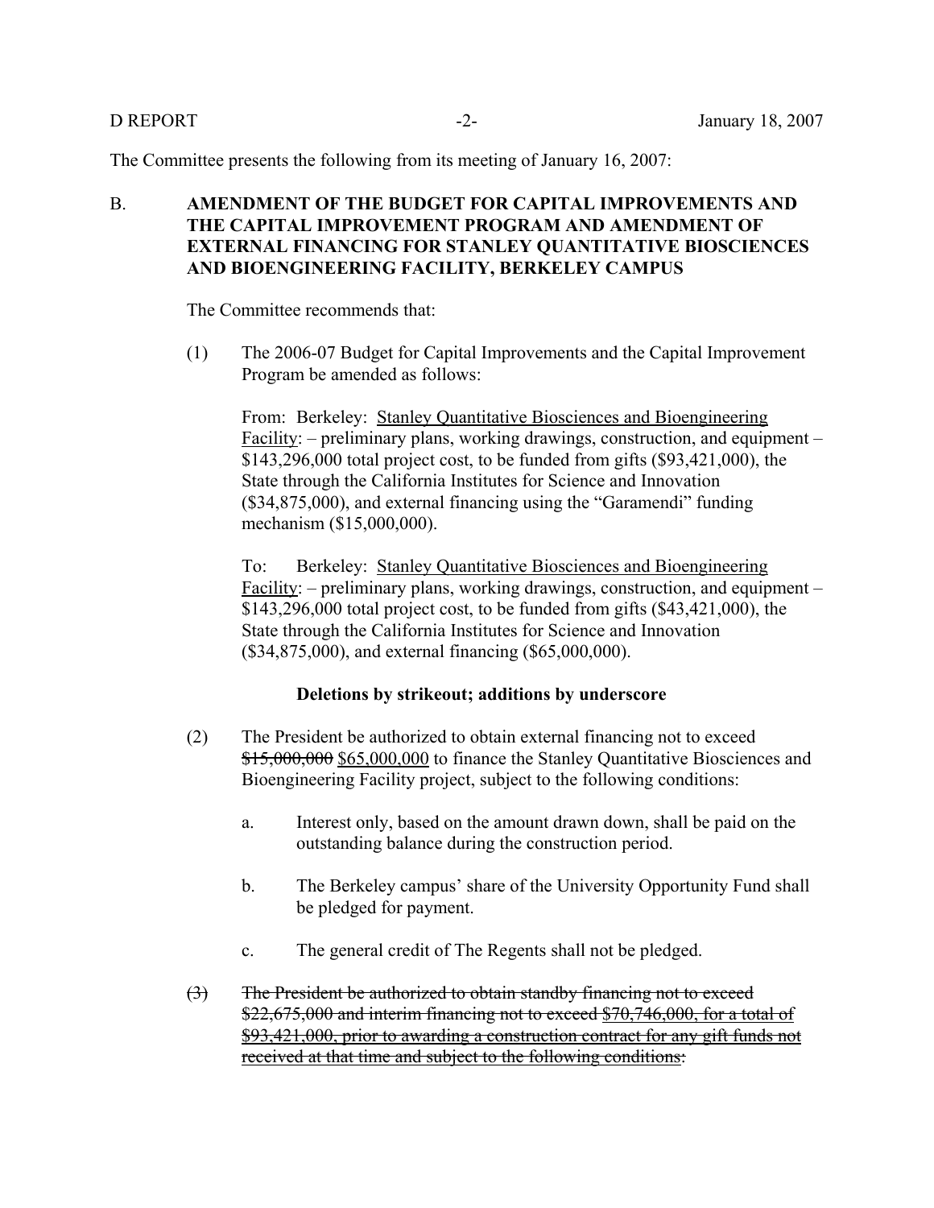The Committee presents the following from its meeting of January 16, 2007:

## B. AMENDMENT OF THE BUDGET FOR CAPITAL IMPROVEMENTS AND THE CAPITAL IMPROVEMENT PROGRAM AND AMENDMENT OF EXTERNAL FINANCING FOR STANLEY QUANTITATIVE BIOSCIENCES AND BIOENGINEERING FACILITY, BERKELEY CAMPUS

The Committee recommends that:

(1) The 2006-07 Budget for Capital Improvements and the Capital Improvement Program be amended as follows:

From: Berkeley: <u>Stanley Quantitative Biosciences and Bioengineering Facility</u>: – preliminary plans, working drawings, construction, and equipment – $143,296,000 total project cost, to be funded from gifts ($93,421,000), the State through the California Institutes for Science and Innovation ($34,875,000), and external financing using the "Garamendi" funding mechanism ($15,000,000).

To: Berkeley: <u>Stanley Quantitative Biosciences and Bioengineering Facility</u>: – preliminary plans, working drawings, construction, and equipment – $143,296,000 total project cost, to be funded from gifts ($43,421,000), the State through the California Institutes for Science and Innovation ($34,875,000), and external financing ($65,000,000).

**Deletions by strikeout; additions by underscore**

(2) The President be authorized to obtain external financing not to exceed ~~$15,000,000~~ <u>$65,000,000</u> to finance the Stanley Quantitative Biosciences and Bioengineering Facility project, subject to the following conditions:

a. Interest only, based on the amount drawn down, shall be paid on the outstanding balance during the construction period.

b. The Berkeley campus' share of the University Opportunity Fund shall be pledged for payment.

c. The general credit of The Regents shall not be pledged.

~~(3) The President be authorized to obtain standby financing not to exceed $22,675,000 and interim financing not to exceed <u>$70,746,000, for a total of $93,421,000, prior to awarding a construction contract for any gift funds not received at that time and subject to the following conditions</u>~~: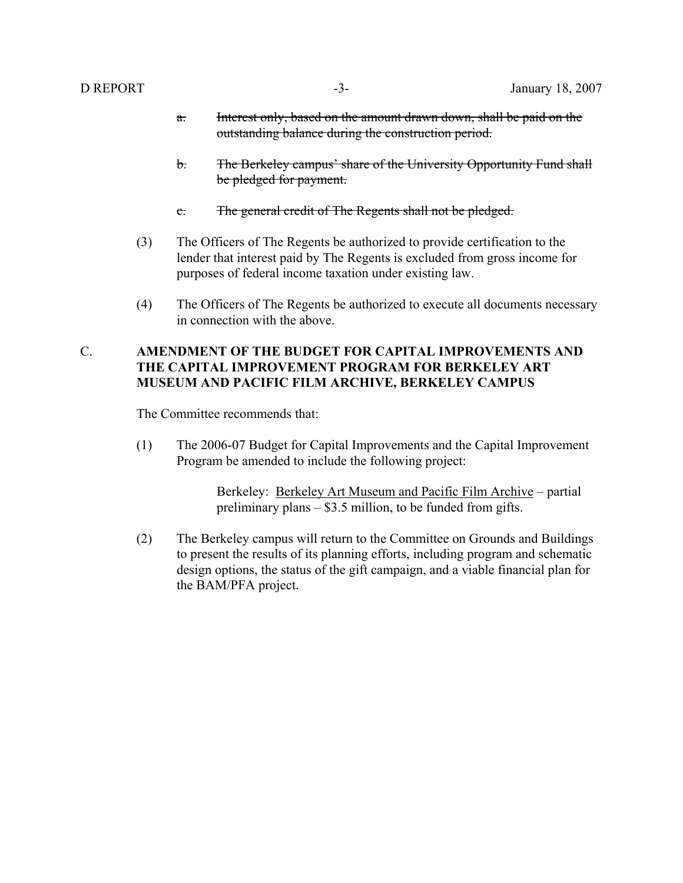a. ~~Interest only, based on the amount drawn down, shall be paid on the outstanding balance during the construction period.~~

b. ~~The Berkeley campus' share of the University Opportunity Fund shall be pledged for payment.~~

c. ~~The general credit of The Regents shall not be pledged.~~

(3) The Officers of The Regents be authorized to provide certification to the lender that interest paid by The Regents is excluded from gross income for purposes of federal income taxation under existing law.

(4) The Officers of The Regents be authorized to execute all documents necessary in connection with the above.

## C. AMENDMENT OF THE BUDGET FOR CAPITAL IMPROVEMENTS AND THE CAPITAL IMPROVEMENT PROGRAM FOR BERKELEY ART MUSEUM AND PACIFIC FILM ARCHIVE, BERKELEY CAMPUS

The Committee recommends that:

(1) The 2006-07 Budget for Capital Improvements and the Capital Improvement Program be amended to include the following project:

> Berkeley: Berkeley Art Museum and Pacific Film Archive – partial preliminary plans – $3.5 million, to be funded from gifts.

(2) The Berkeley campus will return to the Committee on Grounds and Buildings to present the results of its planning efforts, including program and schematic design options, the status of the gift campaign, and a viable financial plan for the BAM/PFA project.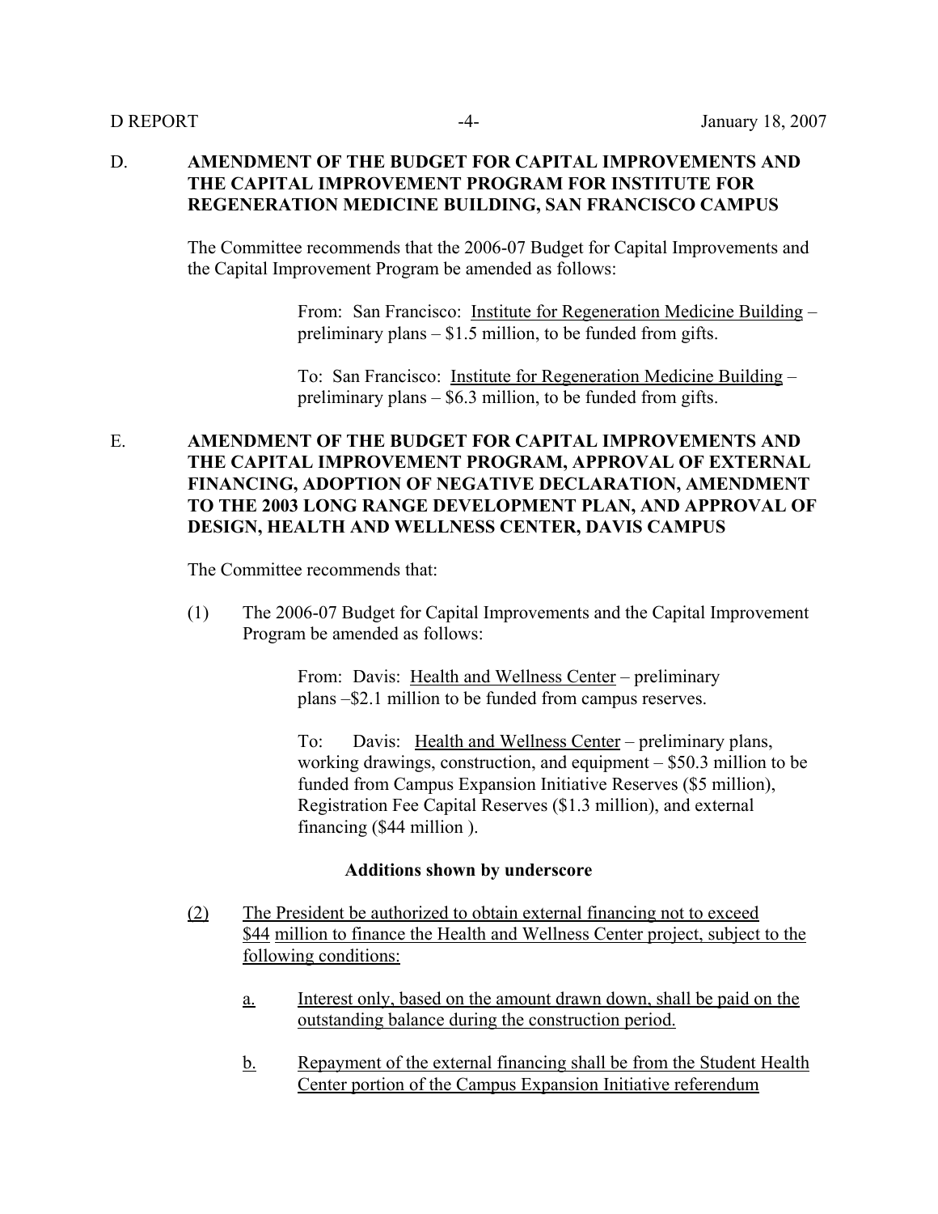D. **AMENDMENT OF THE BUDGET FOR CAPITAL IMPROVEMENTS AND THE CAPITAL IMPROVEMENT PROGRAM FOR INSTITUTE FOR REGENERATION MEDICINE BUILDING, SAN FRANCISCO CAMPUS**

The Committee recommends that the 2006-07 Budget for Capital Improvements and the Capital Improvement Program be amended as follows:

> From: San Francisco: Institute for Regeneration Medicine Building – preliminary plans – $1.5 million, to be funded from gifts.
>
> To: San Francisco: Institute for Regeneration Medicine Building – preliminary plans – $6.3 million, to be funded from gifts.

E. **AMENDMENT OF THE BUDGET FOR CAPITAL IMPROVEMENTS AND THE CAPITAL IMPROVEMENT PROGRAM, APPROVAL OF EXTERNAL FINANCING, ADOPTION OF NEGATIVE DECLARATION, AMENDMENT TO THE 2003 LONG RANGE DEVELOPMENT PLAN, AND APPROVAL OF DESIGN, HEALTH AND WELLNESS CENTER, DAVIS CAMPUS**

The Committee recommends that:

(1) The 2006-07 Budget for Capital Improvements and the Capital Improvement Program be amended as follows:

> From: Davis: Health and Wellness Center – preliminary plans –$2.1 million to be funded from campus reserves.
>
> To: Davis: Health and Wellness Center – preliminary plans, working drawings, construction, and equipment – $50.3 million to be funded from Campus Expansion Initiative Reserves ($5 million), Registration Fee Capital Reserves ($1.3 million), and external financing ($44 million ).

**Additions shown by underscore**

(2) The President be authorized to obtain external financing not to exceed $44 million to finance the Health and Wellness Center project, subject to the following conditions:

a. Interest only, based on the amount drawn down, shall be paid on the outstanding balance during the construction period.

b. Repayment of the external financing shall be from the Student Health Center portion of the Campus Expansion Initiative referendum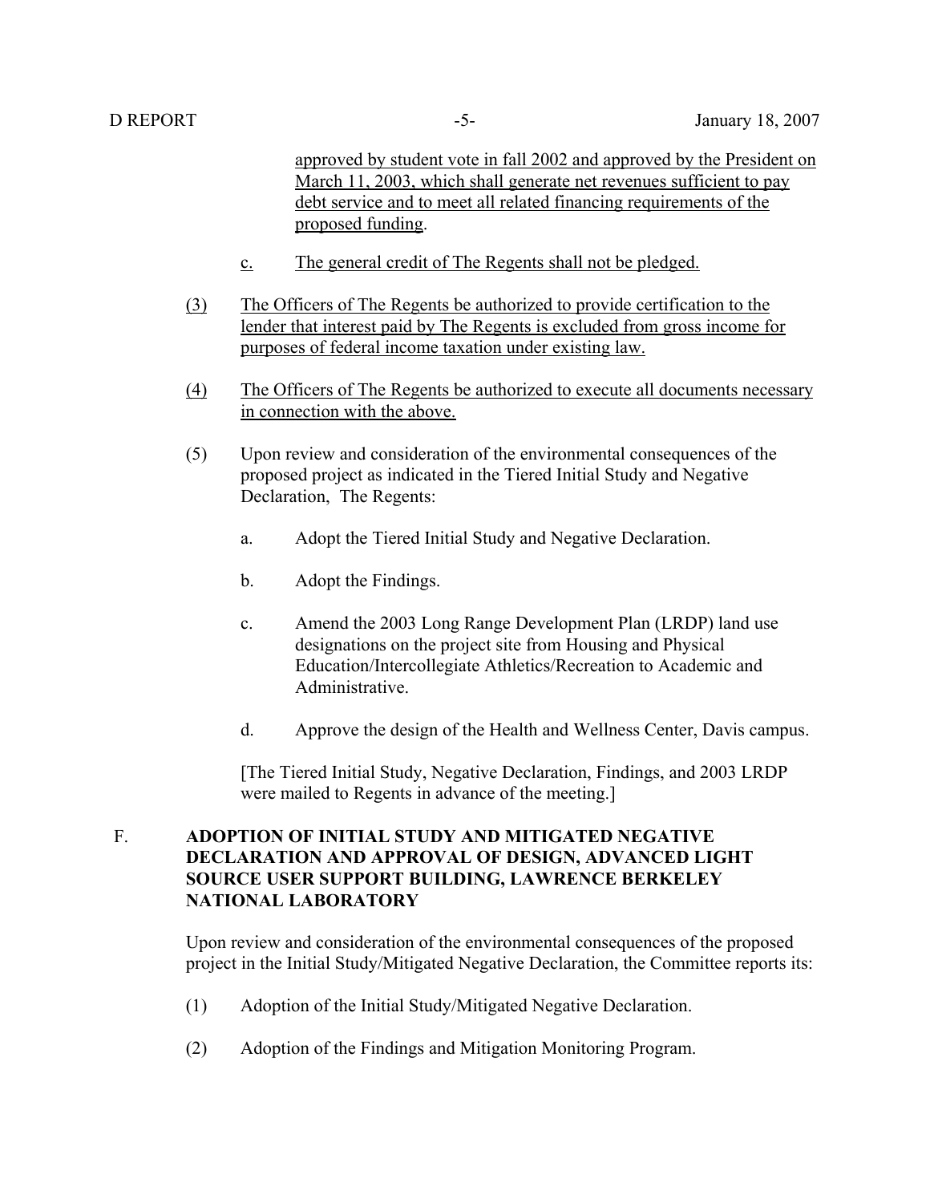approved by student vote in fall 2002 and approved by the President on March 11, 2003, which shall generate net revenues sufficient to pay debt service and to meet all related financing requirements of the proposed funding.

c. The general credit of The Regents shall not be pledged.

(3) The Officers of The Regents be authorized to provide certification to the lender that interest paid by The Regents is excluded from gross income for purposes of federal income taxation under existing law.

(4) The Officers of The Regents be authorized to execute all documents necessary in connection with the above.

(5) Upon review and consideration of the environmental consequences of the proposed project as indicated in the Tiered Initial Study and Negative Declaration, The Regents:

a. Adopt the Tiered Initial Study and Negative Declaration.

b. Adopt the Findings.

c. Amend the 2003 Long Range Development Plan (LRDP) land use designations on the project site from Housing and Physical Education/Intercollegiate Athletics/Recreation to Academic and Administrative.

d. Approve the design of the Health and Wellness Center, Davis campus.

[The Tiered Initial Study, Negative Declaration, Findings, and 2003 LRDP were mailed to Regents in advance of the meeting.]

## F. ADOPTION OF INITIAL STUDY AND MITIGATED NEGATIVE DECLARATION AND APPROVAL OF DESIGN, ADVANCED LIGHT SOURCE USER SUPPORT BUILDING, LAWRENCE BERKELEY NATIONAL LABORATORY

Upon review and consideration of the environmental consequences of the proposed project in the Initial Study/Mitigated Negative Declaration, the Committee reports its:

(1) Adoption of the Initial Study/Mitigated Negative Declaration.

(2) Adoption of the Findings and Mitigation Monitoring Program.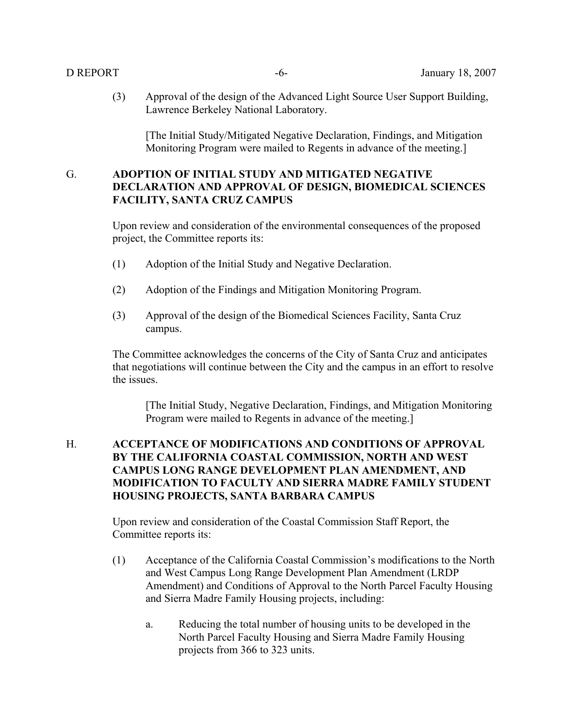(3) Approval of the design of the Advanced Light Source User Support Building, Lawrence Berkeley National Laboratory.

[The Initial Study/Mitigated Negative Declaration, Findings, and Mitigation Monitoring Program were mailed to Regents in advance of the meeting.]

## G. ADOPTION OF INITIAL STUDY AND MITIGATED NEGATIVE DECLARATION AND APPROVAL OF DESIGN, BIOMEDICAL SCIENCES FACILITY, SANTA CRUZ CAMPUS

Upon review and consideration of the environmental consequences of the proposed project, the Committee reports its:

(1) Adoption of the Initial Study and Negative Declaration.

(2) Adoption of the Findings and Mitigation Monitoring Program.

(3) Approval of the design of the Biomedical Sciences Facility, Santa Cruz campus.

The Committee acknowledges the concerns of the City of Santa Cruz and anticipates that negotiations will continue between the City and the campus in an effort to resolve the issues.

[The Initial Study, Negative Declaration, Findings, and Mitigation Monitoring Program were mailed to Regents in advance of the meeting.]

## H. ACCEPTANCE OF MODIFICATIONS AND CONDITIONS OF APPROVAL BY THE CALIFORNIA COASTAL COMMISSION, NORTH AND WEST CAMPUS LONG RANGE DEVELOPMENT PLAN AMENDMENT, AND MODIFICATION TO FACULTY AND SIERRA MADRE FAMILY STUDENT HOUSING PROJECTS, SANTA BARBARA CAMPUS

Upon review and consideration of the Coastal Commission Staff Report, the Committee reports its:

(1) Acceptance of the California Coastal Commission's modifications to the North and West Campus Long Range Development Plan Amendment (LRDP Amendment) and Conditions of Approval to the North Parcel Faculty Housing and Sierra Madre Family Housing projects, including:

   a. Reducing the total number of housing units to be developed in the North Parcel Faculty Housing and Sierra Madre Family Housing projects from 366 to 323 units.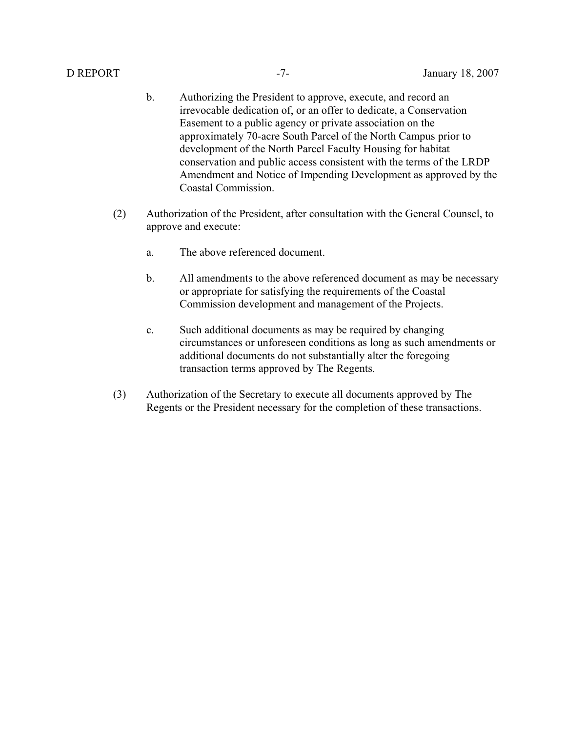b. Authorizing the President to approve, execute, and record an irrevocable dedication of, or an offer to dedicate, a Conservation Easement to a public agency or private association on the approximately 70-acre South Parcel of the North Campus prior to development of the North Parcel Faculty Housing for habitat conservation and public access consistent with the terms of the LRDP Amendment and Notice of Impending Development as approved by the Coastal Commission.

(2) Authorization of the President, after consultation with the General Counsel, to approve and execute:

a. The above referenced document.

b. All amendments to the above referenced document as may be necessary or appropriate for satisfying the requirements of the Coastal Commission development and management of the Projects.

c. Such additional documents as may be required by changing circumstances or unforeseen conditions as long as such amendments or additional documents do not substantially alter the foregoing transaction terms approved by The Regents.

(3) Authorization of the Secretary to execute all documents approved by The Regents or the President necessary for the completion of these transactions.